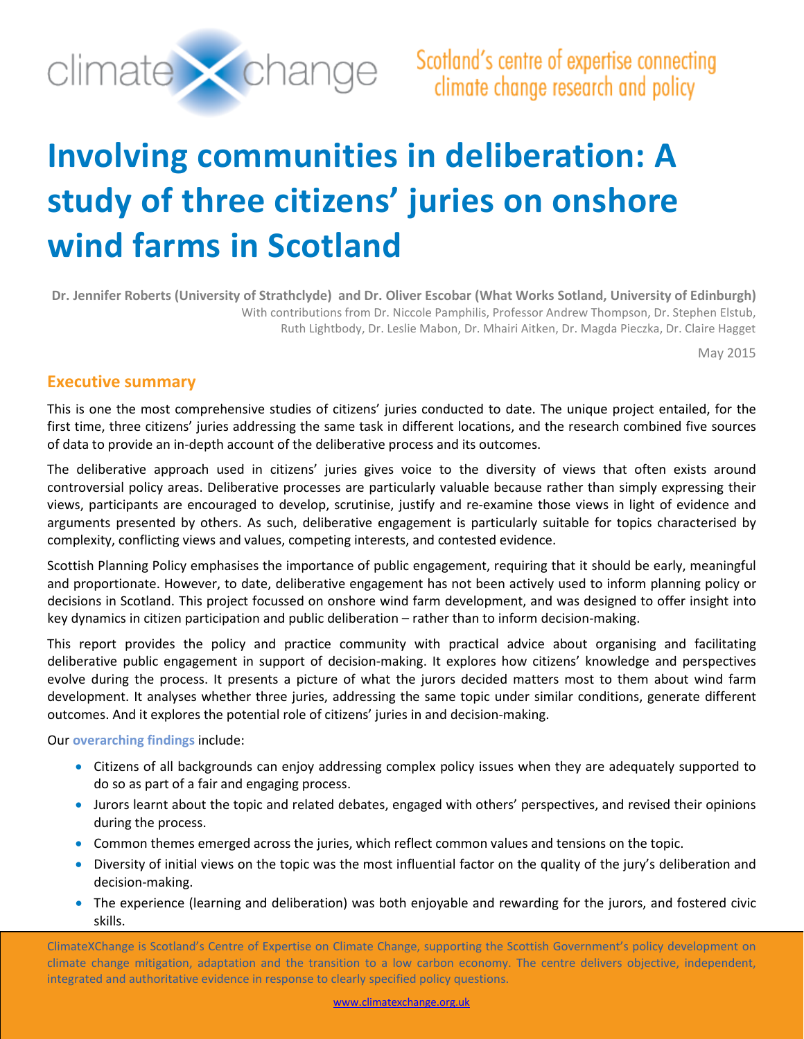climate change

Scotland's centre of expertise connecting climate change research and policy

# Involving communities in deliberation: A study of three citizens' juries on onshore wind farms in Scotland

**Dr. Jennifer Roberts (University of Strathclyde) and Dr. Oliver Escobar (What Works Sotland, University of Edinburgh)**

With contributions from Dr. Niccole Pamphilis, Professor Andrew Thompson, Dr. Stephen Elstub, Ruth Lightbody, Dr. Leslie Mabon, Dr. Mhairi Aitken, Dr. Magda Pieczka, Dr. Claire Hagget

May 2015

## Executive summary

This is one the most comprehensive studies of citizens' juries conducted to date. The unique project entailed, for the first time, three citizens' juries addressing the same task in different locations, and the research combined five sources of data to provide an in-depth account of the deliberative process and its outcomes.

The deliberative approach used in citizens' juries gives voice to the diversity of views that often exists around controversial policy areas. Deliberative processes are particularly valuable because rather than simply expressing their views, participants are encouraged to develop, scrutinise, justify and re-examine those views in light of evidence and arguments presented by others. As such, deliberative engagement is particularly suitable for topics characterised by complexity, conflicting views and values, competing interests, and contested evidence.

Scottish Planning Policy emphasises the importance of public engagement, requiring that it should be early, meaningful and proportionate. However, to date, deliberative engagement has not been actively used to inform planning policy or decisions in Scotland. This project focussed on onshore wind farm development, and was designed to offer insight into key dynamics in citizen participation and public deliberation – rather than to inform decision-making.

This report provides the policy and practice community with practical advice about organising and facilitating deliberative public engagement in support of decision-making. It explores how citizens' knowledge and perspectives evolve during the process. It presents a picture of what the jurors decided matters most to them about wind farm development. It analyses whether three juries, addressing the same topic under similar conditions, generate different outcomes. And it explores the potential role of citizens' juries in and decision-making.

Our **overarching findings** include:

- Citizens of all backgrounds can enjoy addressing complex policy issues when they are adequately supported to do so as part of a fair and engaging process.
- Jurors learnt about the topic and related debates, engaged with others' perspectives, and revised their opinions during the process.
- Common themes emerged across the juries, which reflect common values and tensions on the topic.
- Diversity of initial views on the topic was the most influential factor on the quality of the jury's deliberation and decision-making.
- The experience (learning and deliberation) was both enjoyable and rewarding for the jurors, and fostered civic skills.

ClimateXChange is Scotland's Centre of Expertise on Climate Change, supporting the Scottish Government's policy development on climate change mitigation, adaptation and the transition to a low carbon economy. The centre delivers objective, independent, integrated and authoritative evidence in response to clearly specified policy questions.

www.climatexchange.org.uk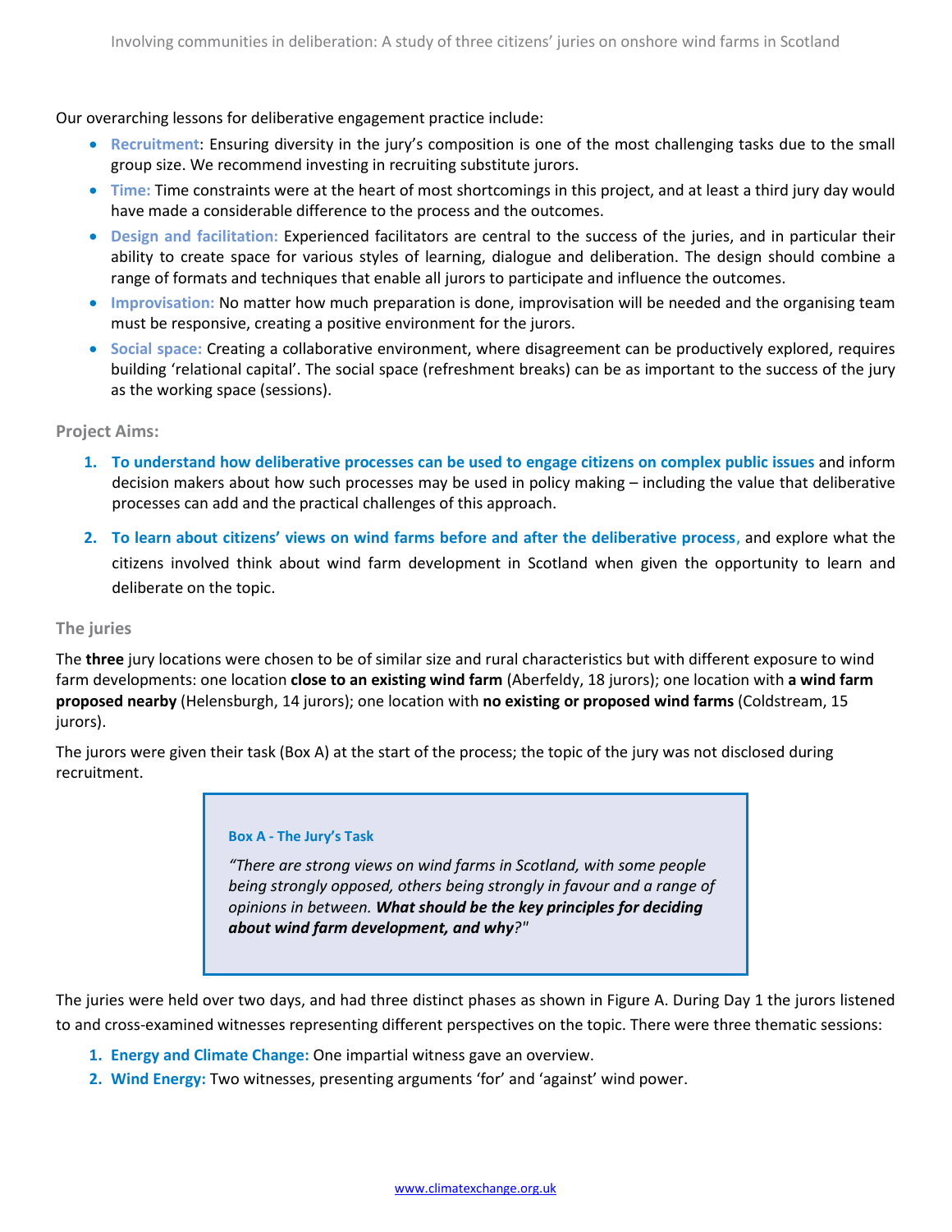Our overarching lessons for deliberative engagement practice include:

- **Recruitment**: Ensuring diversity in the jury's composition is one of the most challenging tasks due to the small group size. We recommend investing in recruiting substitute jurors.
- **Time:** Time constraints were at the heart of most shortcomings in this project, and at least a third jury day would have made a considerable difference to the process and the outcomes.
- **Design and facilitation:** Experienced facilitators are central to the success of the juries, and in particular their ability to create space for various styles of learning, dialogue and deliberation. The design should combine a range of formats and techniques that enable all jurors to participate and influence the outcomes.
- **Improvisation:** No matter how much preparation is done, improvisation will be needed and the organising team must be responsive, creating a positive environment for the jurors.
- **Social space:** Creating a collaborative environment, where disagreement can be productively explored, requires building 'relational capital'. The social space (refreshment breaks) can be as important to the success of the jury as the working space (sessions).

### Project Aims:

1. **To understand how deliberative processes can be used to engage citizens on complex public issues** and inform decision makers about how such processes may be used in policy making – including the value that deliberative processes can add and the practical challenges of this approach.
2. **To learn about citizens' views on wind farms before and after the deliberative process,** and explore what the citizens involved think about wind farm development in Scotland when given the opportunity to learn and deliberate on the topic.

### The juries

The **three** jury locations were chosen to be of similar size and rural characteristics but with different exposure to wind farm developments: one location **close to an existing wind farm** (Aberfeldy, 18 jurors); one location with **a wind farm proposed nearby** (Helensburgh, 14 jurors); one location with **no existing or proposed wind farms** (Coldstream, 15 jurors).

The jurors were given their task (Box A) at the start of the process; the topic of the jury was not disclosed during recruitment.

> **Box A - The Jury's Task**
>
> *"There are strong views on wind farms in Scotland, with some people being strongly opposed, others being strongly in favour and a range of opinions in between.* ***What should be the key principles for deciding about wind farm development, and why****?"*

The juries were held over two days, and had three distinct phases as shown in Figure A. During Day 1 the jurors listened to and cross-examined witnesses representing different perspectives on the topic. There were three thematic sessions:

1. **Energy and Climate Change:** One impartial witness gave an overview.
2. **Wind Energy:** Two witnesses, presenting arguments 'for' and 'against' wind power.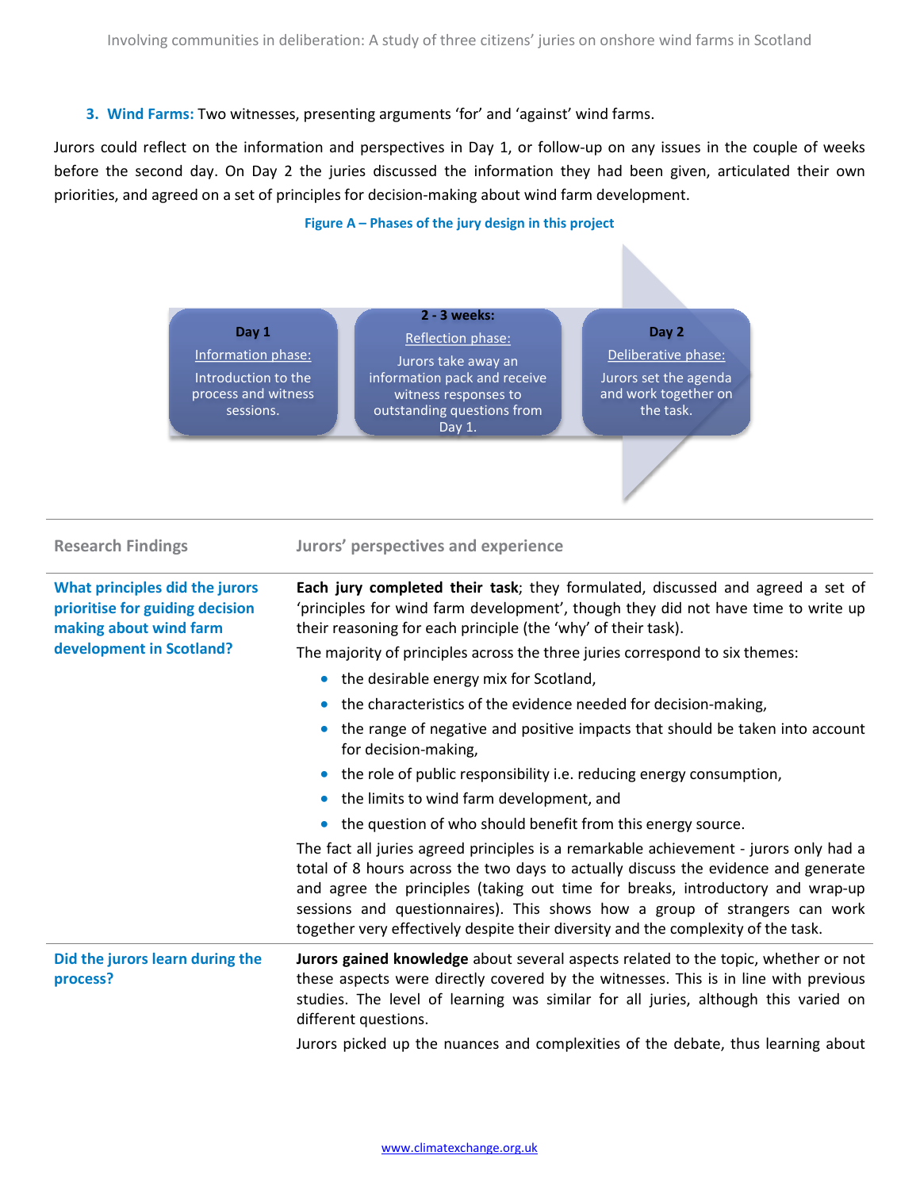3. **Wind Farms:** Two witnesses, presenting arguments 'for' and 'against' wind farms.

Jurors could reflect on the information and perspectives in Day 1, or follow-up on any issues in the couple of weeks before the second day. On Day 2 the juries discussed the information they had been given, articulated their own priorities, and agreed on a set of principles for decision-making about wind farm development.

**Figure A – Phases of the jury design in this project**

**Day 1**
Information phase:
Introduction to the process and witness sessions.

**2 - 3 weeks:**
Reflection phase:
Jurors take away an information pack and receive witness responses to outstanding questions from Day 1.

**Day 2**
Deliberative phase:
Jurors set the agenda and work together on the task.

| Research Findings | Jurors' perspectives and experience |
|---|---|
| **What principles did the jurors prioritise for guiding decision making about wind farm development in Scotland?** | **Each jury completed their task**; they formulated, discussed and agreed a set of 'principles for wind farm development', though they did not have time to write up their reasoning for each principle (the 'why' of their task).<br><br>The majority of principles across the three juries correspond to six themes:<br>• the desirable energy mix for Scotland,<br>• the characteristics of the evidence needed for decision-making,<br>• the range of negative and positive impacts that should be taken into account for decision-making,<br>• the role of public responsibility i.e. reducing energy consumption,<br>• the limits to wind farm development, and<br>• the question of who should benefit from this energy source.<br><br>The fact all juries agreed principles is a remarkable achievement - jurors only had a total of 8 hours across the two days to actually discuss the evidence and generate and agree the principles (taking out time for breaks, introductory and wrap-up sessions and questionnaires). This shows how a group of strangers can work together very effectively despite their diversity and the complexity of the task. |
| **Did the jurors learn during the process?** | **Jurors gained knowledge** about several aspects related to the topic, whether or not these aspects were directly covered by the witnesses. This is in line with previous studies. The level of learning was similar for all juries, although this varied on different questions.<br><br>Jurors picked up the nuances and complexities of the debate, thus learning about |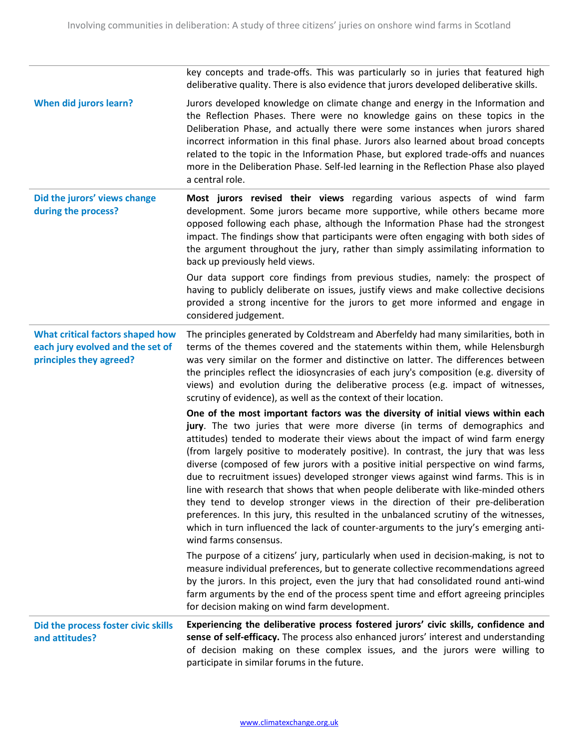| | |
|---|---|
| | key concepts and trade-offs. This was particularly so in juries that featured high deliberative quality. There is also evidence that jurors developed deliberative skills. |
| **When did jurors learn?** | Jurors developed knowledge on climate change and energy in the Information and the Reflection Phases. There were no knowledge gains on these topics in the Deliberation Phase, and actually there were some instances when jurors shared incorrect information in this final phase. Jurors also learned about broad concepts related to the topic in the Information Phase, but explored trade-offs and nuances more in the Deliberation Phase. Self-led learning in the Reflection Phase also played a central role. |
| **Did the jurors' views change during the process?** | **Most jurors revised their views** regarding various aspects of wind farm development. Some jurors became more supportive, while others became more opposed following each phase, although the Information Phase had the strongest impact. The findings show that participants were often engaging with both sides of the argument throughout the jury, rather than simply assimilating information to back up previously held views.<br><br>Our data support core findings from previous studies, namely: the prospect of having to publicly deliberate on issues, justify views and make collective decisions provided a strong incentive for the jurors to get more informed and engage in considered judgement. |
| **What critical factors shaped how each jury evolved and the set of principles they agreed?** | The principles generated by Coldstream and Aberfeldy had many similarities, both in terms of the themes covered and the statements within them, while Helensburgh was very similar on the former and distinctive on latter. The differences between the principles reflect the idiosyncrasies of each jury's composition (e.g. diversity of views) and evolution during the deliberative process (e.g. impact of witnesses, scrutiny of evidence), as well as the context of their location.<br><br>**One of the most important factors was the diversity of initial views within each jury**. The two juries that were more diverse (in terms of demographics and attitudes) tended to moderate their views about the impact of wind farm energy (from largely positive to moderately positive). In contrast, the jury that was less diverse (composed of few jurors with a positive initial perspective on wind farms, due to recruitment issues) developed stronger views against wind farms. This is in line with research that shows that when people deliberate with like-minded others they tend to develop stronger views in the direction of their pre-deliberation preferences. In this jury, this resulted in the unbalanced scrutiny of the witnesses, which in turn influenced the lack of counter-arguments to the jury's emerging anti-wind farms consensus.<br><br>The purpose of a citizens' jury, particularly when used in decision-making, is not to measure individual preferences, but to generate collective recommendations agreed by the jurors. In this project, even the jury that had consolidated round anti-wind farm arguments by the end of the process spent time and effort agreeing principles for decision making on wind farm development. |
| **Did the process foster civic skills and attitudes?** | **Experiencing the deliberative process fostered jurors' civic skills, confidence and sense of self-efficacy.** The process also enhanced jurors' interest and understanding of decision making on these complex issues, and the jurors were willing to participate in similar forums in the future. |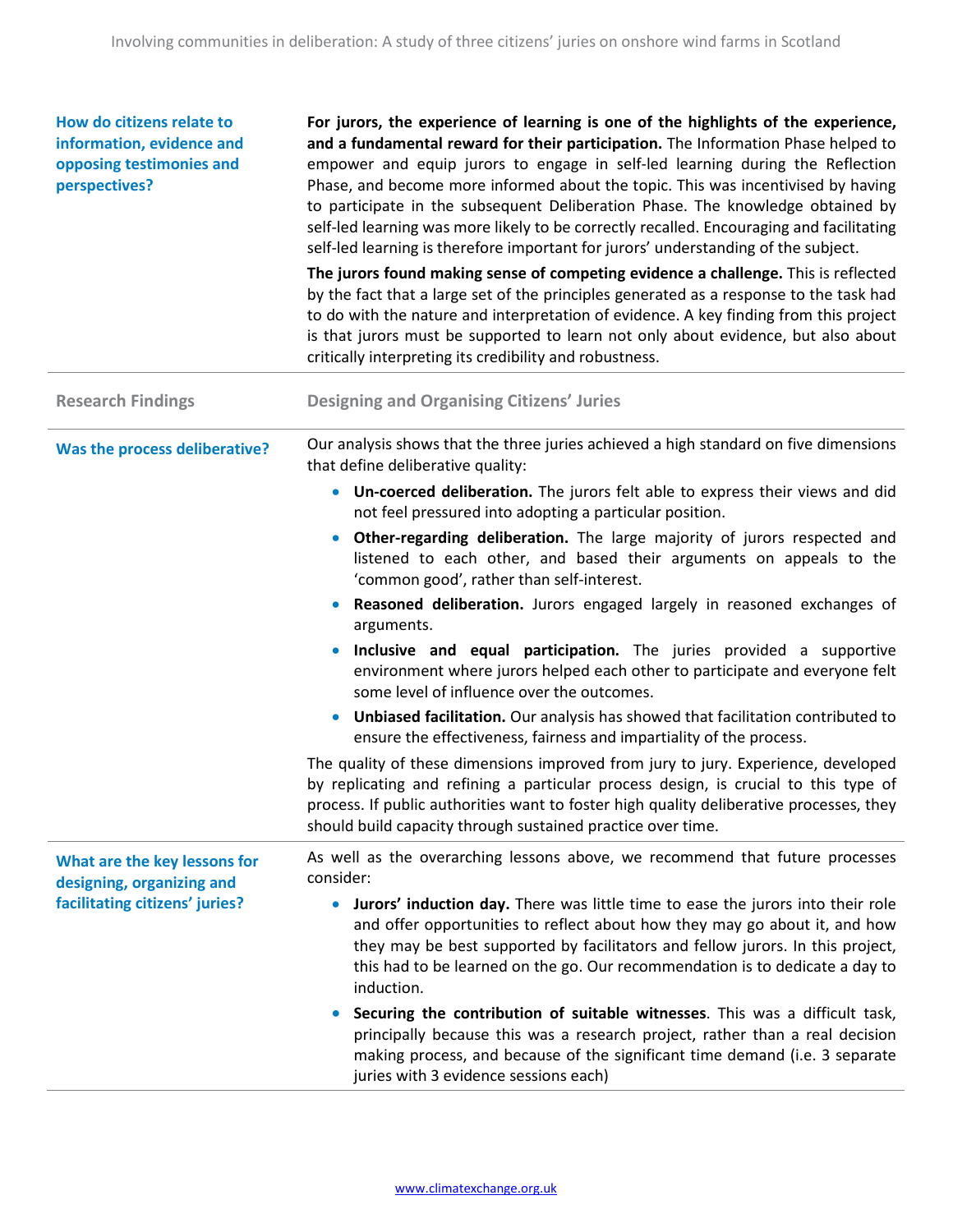**How do citizens relate to information, evidence and opposing testimonies and perspectives?**

**For jurors, the experience of learning is one of the highlights of the experience, and a fundamental reward for their participation.** The Information Phase helped to empower and equip jurors to engage in self-led learning during the Reflection Phase, and become more informed about the topic. This was incentivised by having to participate in the subsequent Deliberation Phase. The knowledge obtained by self-led learning was more likely to be correctly recalled. Encouraging and facilitating self-led learning is therefore important for jurors' understanding of the subject.

**The jurors found making sense of competing evidence a challenge.** This is reflected by the fact that a large set of the principles generated as a response to the task had to do with the nature and interpretation of evidence. A key finding from this project is that jurors must be supported to learn not only about evidence, but also about critically interpreting its credibility and robustness.

## Research Findings — Designing and Organising Citizens' Juries

**Was the process deliberative?**

Our analysis shows that the three juries achieved a high standard on five dimensions that define deliberative quality:

- **Un-coerced deliberation.** The jurors felt able to express their views and did not feel pressured into adopting a particular position.
- **Other-regarding deliberation.** The large majority of jurors respected and listened to each other, and based their arguments on appeals to the 'common good', rather than self-interest.
- **Reasoned deliberation.** Jurors engaged largely in reasoned exchanges of arguments.
- **Inclusive and equal participation.** The juries provided a supportive environment where jurors helped each other to participate and everyone felt some level of influence over the outcomes.
- **Unbiased facilitation.** Our analysis has showed that facilitation contributed to ensure the effectiveness, fairness and impartiality of the process.

The quality of these dimensions improved from jury to jury. Experience, developed by replicating and refining a particular process design, is crucial to this type of process. If public authorities want to foster high quality deliberative processes, they should build capacity through sustained practice over time.

**What are the key lessons for designing, organizing and facilitating citizens' juries?**

As well as the overarching lessons above, we recommend that future processes consider:

- **Jurors' induction day.** There was little time to ease the jurors into their role and offer opportunities to reflect about how they may go about it, and how they may be best supported by facilitators and fellow jurors. In this project, this had to be learned on the go. Our recommendation is to dedicate a day to induction.
- **Securing the contribution of suitable witnesses**. This was a difficult task, principally because this was a research project, rather than a real decision making process, and because of the significant time demand (i.e. 3 separate juries with 3 evidence sessions each)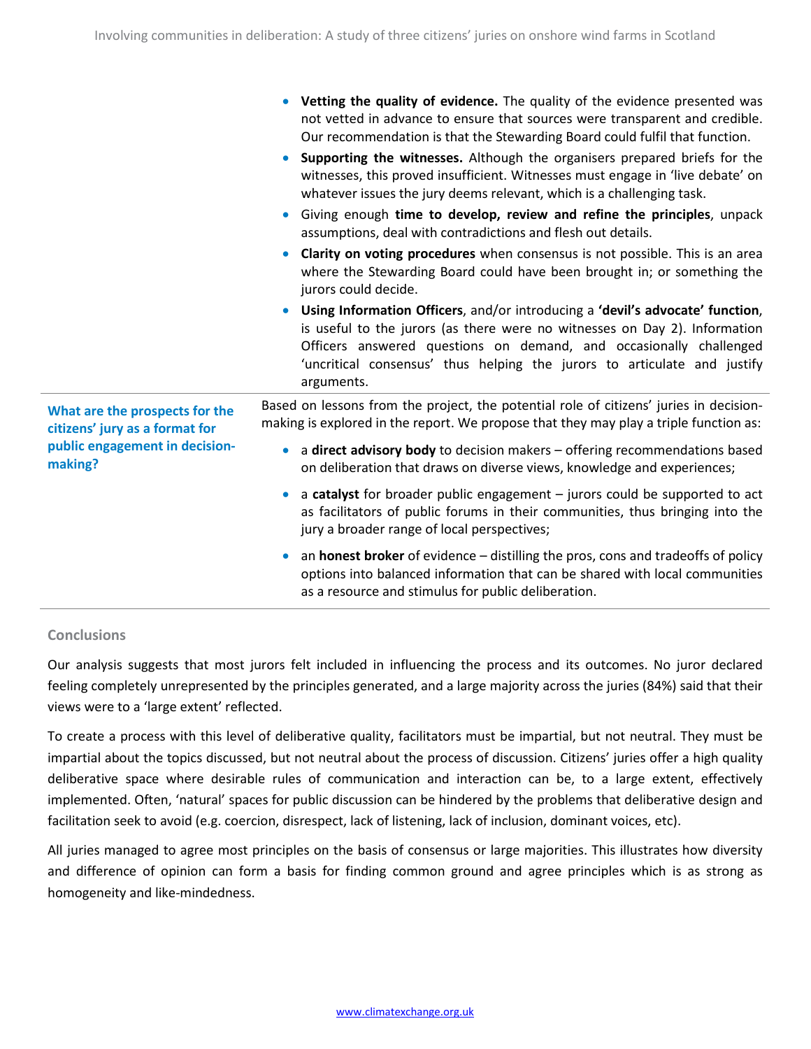| | |
|---|---|
| | • **Vetting the quality of evidence.** The quality of the evidence presented was not vetted in advance to ensure that sources were transparent and credible. Our recommendation is that the Stewarding Board could fulfil that function.<br>• **Supporting the witnesses.** Although the organisers prepared briefs for the witnesses, this proved insufficient. Witnesses must engage in 'live debate' on whatever issues the jury deems relevant, which is a challenging task.<br>• Giving enough **time to develop, review and refine the principles**, unpack assumptions, deal with contradictions and flesh out details.<br>• **Clarity on voting procedures** when consensus is not possible. This is an area where the Stewarding Board could have been brought in; or something the jurors could decide.<br>• **Using Information Officers**, and/or introducing a **'devil's advocate' function**, is useful to the jurors (as there were no witnesses on Day 2). Information Officers answered questions on demand, and occasionally challenged 'uncritical consensus' thus helping the jurors to articulate and justify arguments. |
| **What are the prospects for the citizens' jury as a format for public engagement in decision-making?** | Based on lessons from the project, the potential role of citizens' juries in decision-making is explored in the report. We propose that they may play a triple function as:<br>• a **direct advisory body** to decision makers – offering recommendations based on deliberation that draws on diverse views, knowledge and experiences;<br>• a **catalyst** for broader public engagement – jurors could be supported to act as facilitators of public forums in their communities, thus bringing into the jury a broader range of local perspectives;<br>• an **honest broker** of evidence – distilling the pros, cons and tradeoffs of policy options into balanced information that can be shared with local communities as a resource and stimulus for public deliberation. |

### Conclusions

Our analysis suggests that most jurors felt included in influencing the process and its outcomes. No juror declared feeling completely unrepresented by the principles generated, and a large majority across the juries (84%) said that their views were to a 'large extent' reflected.

To create a process with this level of deliberative quality, facilitators must be impartial, but not neutral. They must be impartial about the topics discussed, but not neutral about the process of discussion. Citizens' juries offer a high quality deliberative space where desirable rules of communication and interaction can be, to a large extent, effectively implemented. Often, 'natural' spaces for public discussion can be hindered by the problems that deliberative design and facilitation seek to avoid (e.g. coercion, disrespect, lack of listening, lack of inclusion, dominant voices, etc).

All juries managed to agree most principles on the basis of consensus or large majorities. This illustrates how diversity and difference of opinion can form a basis for finding common ground and agree principles which is as strong as homogeneity and like-mindedness.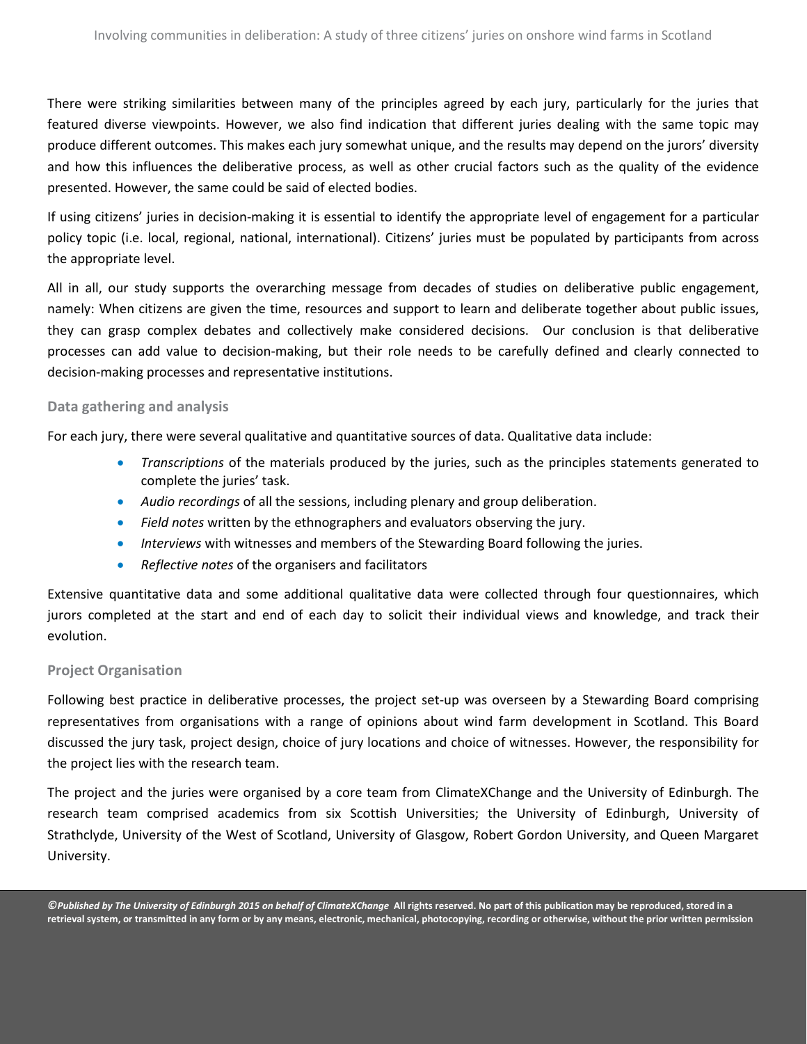There were striking similarities between many of the principles agreed by each jury, particularly for the juries that featured diverse viewpoints. However, we also find indication that different juries dealing with the same topic may produce different outcomes. This makes each jury somewhat unique, and the results may depend on the jurors' diversity and how this influences the deliberative process, as well as other crucial factors such as the quality of the evidence presented. However, the same could be said of elected bodies.

If using citizens' juries in decision-making it is essential to identify the appropriate level of engagement for a particular policy topic (i.e. local, regional, national, international). Citizens' juries must be populated by participants from across the appropriate level.

All in all, our study supports the overarching message from decades of studies on deliberative public engagement, namely: When citizens are given the time, resources and support to learn and deliberate together about public issues, they can grasp complex debates and collectively make considered decisions. Our conclusion is that deliberative processes can add value to decision-making, but their role needs to be carefully defined and clearly connected to decision-making processes and representative institutions.

### Data gathering and analysis

For each jury, there were several qualitative and quantitative sources of data. Qualitative data include:

- *Transcriptions* of the materials produced by the juries, such as the principles statements generated to complete the juries' task.
- *Audio recordings* of all the sessions, including plenary and group deliberation.
- *Field notes* written by the ethnographers and evaluators observing the jury.
- *Interviews* with witnesses and members of the Stewarding Board following the juries.
- *Reflective notes* of the organisers and facilitators

Extensive quantitative data and some additional qualitative data were collected through four questionnaires, which jurors completed at the start and end of each day to solicit their individual views and knowledge, and track their evolution.

### Project Organisation

Following best practice in deliberative processes, the project set-up was overseen by a Stewarding Board comprising representatives from organisations with a range of opinions about wind farm development in Scotland. This Board discussed the jury task, project design, choice of jury locations and choice of witnesses. However, the responsibility for the project lies with the research team.

The project and the juries were organised by a core team from ClimateXChange and the University of Edinburgh. The research team comprised academics from six Scottish Universities; the University of Edinburgh, University of Strathclyde, University of the West of Scotland, University of Glasgow, Robert Gordon University, and Queen Margaret University.

***©Published by The University of Edinburgh 2015 on behalf of ClimateXChange*** **All rights reserved. No part of this publication may be reproduced, stored in a retrieval system, or transmitted in any form or by any means, electronic, mechanical, photocopying, recording or otherwise, without the prior written permission**